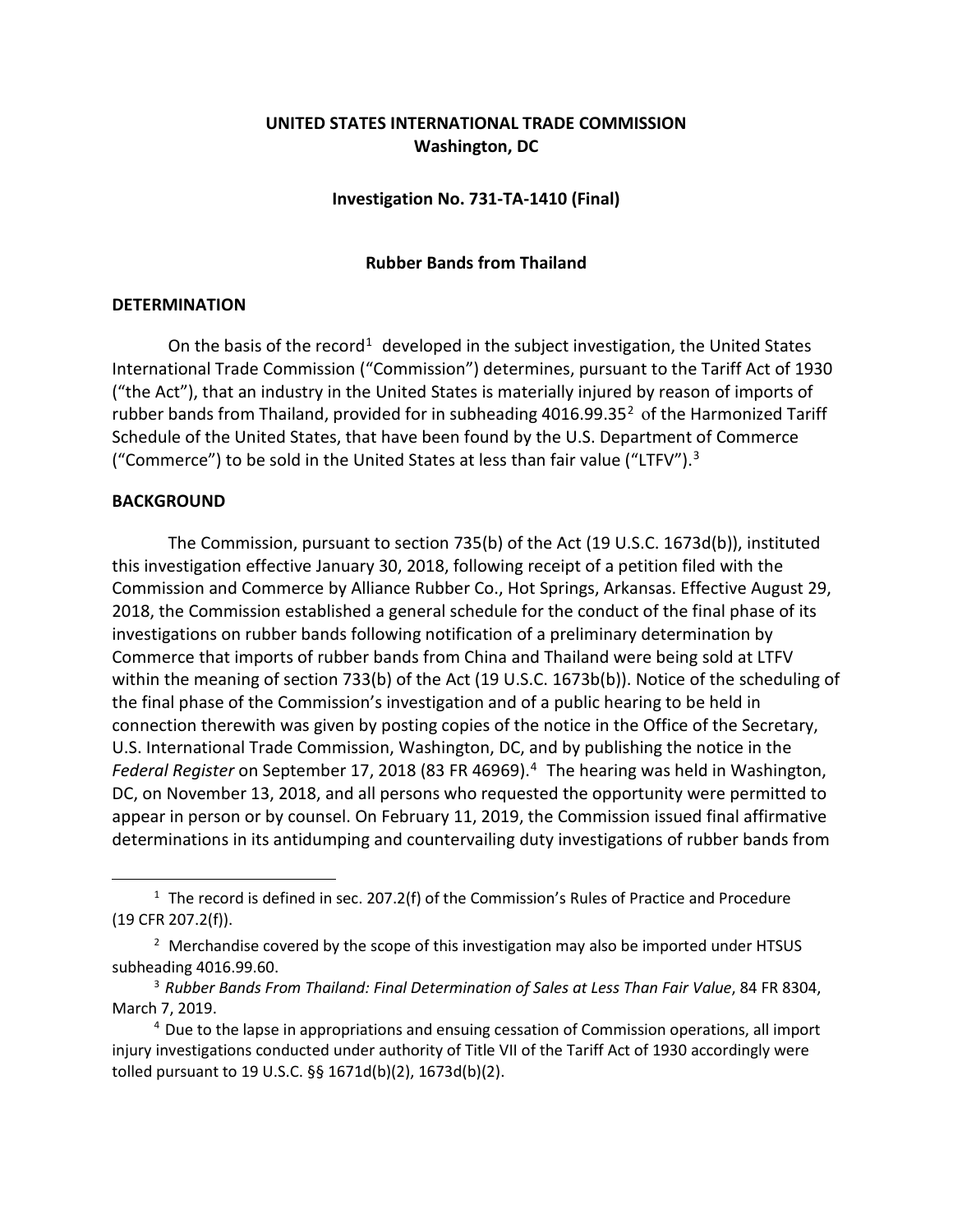**UNITED STATES INTERNATIONAL TRADE COMMISSION**
**Washington, DC**

**Investigation No. 731-TA-1410 (Final)**

**Rubber Bands from Thailand**

## DETERMINATION

On the basis of the record[1] developed in the subject investigation, the United States International Trade Commission ("Commission") determines, pursuant to the Tariff Act of 1930 ("the Act"), that an industry in the United States is materially injured by reason of imports of rubber bands from Thailand, provided for in subheading 4016.99.35[2] of the Harmonized Tariff Schedule of the United States, that have been found by the U.S. Department of Commerce ("Commerce") to be sold in the United States at less than fair value ("LTFV").[3]

## BACKGROUND

The Commission, pursuant to section 735(b) of the Act (19 U.S.C. 1673d(b)), instituted this investigation effective January 30, 2018, following receipt of a petition filed with the Commission and Commerce by Alliance Rubber Co., Hot Springs, Arkansas. Effective August 29, 2018, the Commission established a general schedule for the conduct of the final phase of its investigations on rubber bands following notification of a preliminary determination by Commerce that imports of rubber bands from China and Thailand were being sold at LTFV within the meaning of section 733(b) of the Act (19 U.S.C. 1673b(b)). Notice of the scheduling of the final phase of the Commission's investigation and of a public hearing to be held in connection therewith was given by posting copies of the notice in the Office of the Secretary, U.S. International Trade Commission, Washington, DC, and by publishing the notice in the *Federal Register* on September 17, 2018 (83 FR 46969).[4] The hearing was held in Washington, DC, on November 13, 2018, and all persons who requested the opportunity were permitted to appear in person or by counsel. On February 11, 2019, the Commission issued final affirmative determinations in its antidumping and countervailing duty investigations of rubber bands from

---

[1] The record is defined in sec. 207.2(f) of the Commission's Rules of Practice and Procedure (19 CFR 207.2(f)).

[2] Merchandise covered by the scope of this investigation may also be imported under HTSUS subheading 4016.99.60.

[3] *Rubber Bands From Thailand: Final Determination of Sales at Less Than Fair Value*, 84 FR 8304, March 7, 2019.

[4] Due to the lapse in appropriations and ensuing cessation of Commission operations, all import injury investigations conducted under authority of Title VII of the Tariff Act of 1930 accordingly were tolled pursuant to 19 U.S.C. §§ 1671d(b)(2), 1673d(b)(2).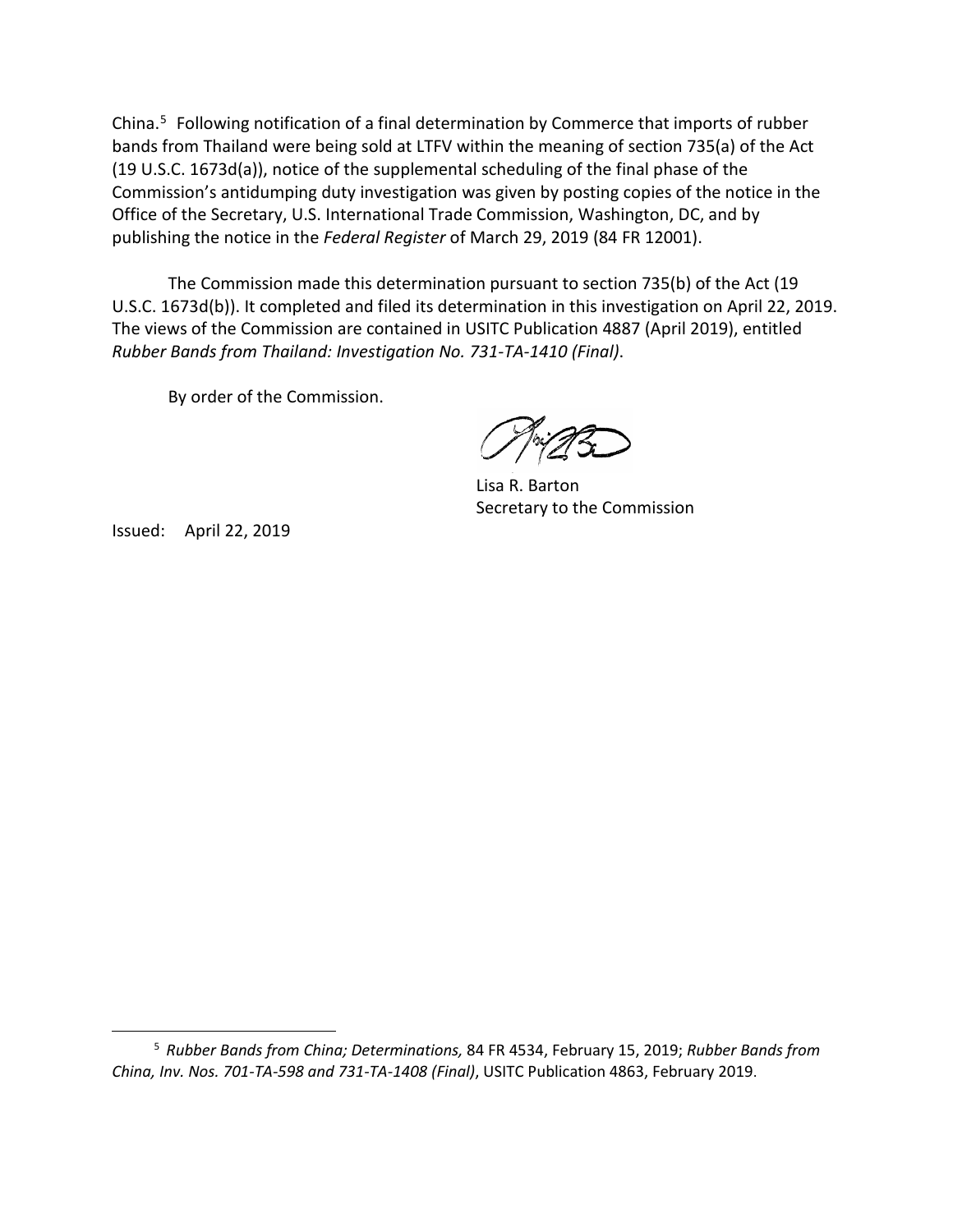China.[5] Following notification of a final determination by Commerce that imports of rubber bands from Thailand were being sold at LTFV within the meaning of section 735(a) of the Act (19 U.S.C. 1673d(a)), notice of the supplemental scheduling of the final phase of the Commission's antidumping duty investigation was given by posting copies of the notice in the Office of the Secretary, U.S. International Trade Commission, Washington, DC, and by publishing the notice in the *Federal Register* of March 29, 2019 (84 FR 12001).

The Commission made this determination pursuant to section 735(b) of the Act (19 U.S.C. 1673d(b)). It completed and filed its determination in this investigation on April 22, 2019. The views of the Commission are contained in USITC Publication 4887 (April 2019), entitled *Rubber Bands from Thailand: Investigation No. 731-TA-1410 (Final)*.

By order of the Commission.

Lisa R. Barton
Secretary to the Commission

Issued: April 22, 2019

---

[5] *Rubber Bands from China; Determinations,* 84 FR 4534, February 15, 2019; *Rubber Bands from China, Inv. Nos. 701-TA-598 and 731-TA-1408 (Final)*, USITC Publication 4863, February 2019.